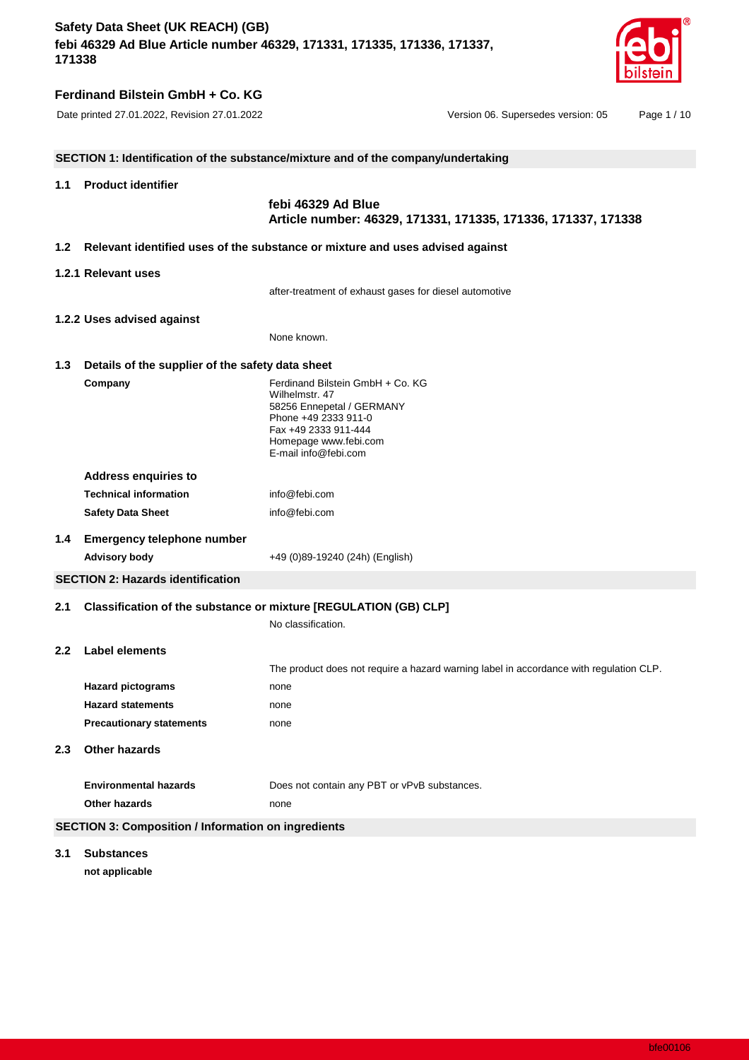## SECTION 1: Identification of the substance/mixture and of the company/undertaking

### 1.1 Product identifier

**febi 46329 Ad Blue**
**Article number: 46329, 171331, 171335, 171336, 171337, 171338**

### 1.2 Relevant identified uses of the substance or mixture and uses advised against

#### 1.2.1 Relevant uses

after-treatment of exhaust gases for diesel automotive

#### 1.2.2 Uses advised against

None known.

### 1.3 Details of the supplier of the safety data sheet

**Company**

Ferdinand Bilstein GmbH + Co. KG
Wilhelmstr. 47
58256 Ennepetal / GERMANY
Phone +49 2333 911-0
Fax +49 2333 911-444
Homepage www.febi.com
E-mail info@febi.com

**Address enquiries to**

**Technical information** info@febi.com

**Safety Data Sheet** info@febi.com

### 1.4 Emergency telephone number

**Advisory body** +49 (0)89-19240 (24h) (English)

## SECTION 2: Hazards identification

### 2.1 Classification of the substance or mixture [REGULATION (GB) CLP]

No classification.

### 2.2 Label elements

The product does not require a hazard warning label in accordance with regulation CLP.

**Hazard pictograms** none

**Hazard statements** none

**Precautionary statements** none

### 2.3 Other hazards

**Environmental hazards** Does not contain any PBT or vPvB substances.

**Other hazards** none

## SECTION 3: Composition / Information on ingredients

### 3.1 Substances

**not applicable**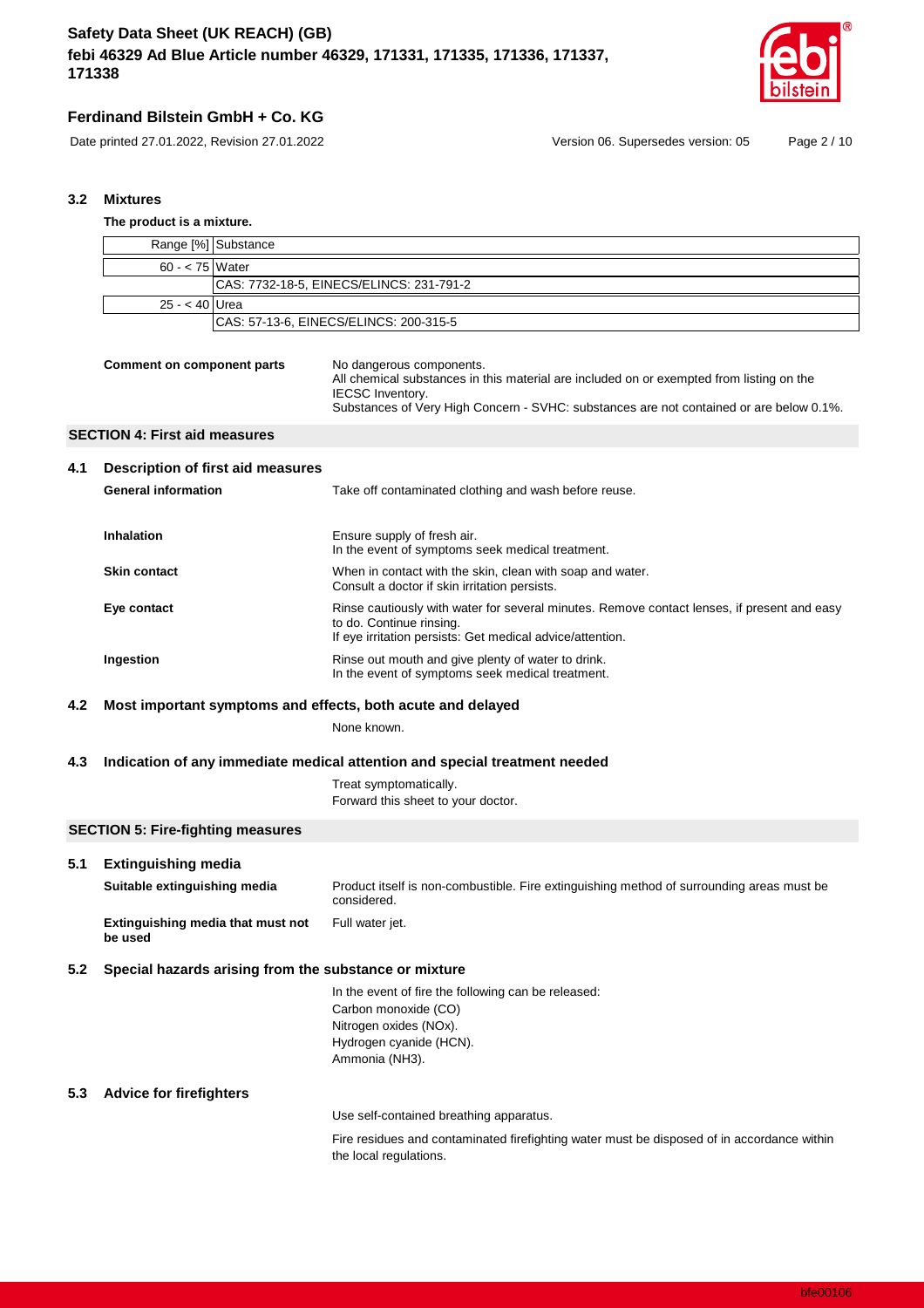### 3.2 Mixtures

**The product is a mixture.**

| Range [%] | Substance |
|---|---|
| 60 - < 75 | Water |
| | CAS: 7732-18-5, EINECS/ELINCS: 231-791-2 |
| 25 - < 40 | Urea |
| | CAS: 57-13-6, EINECS/ELINCS: 200-315-5 |

**Comment on component parts**
No dangerous components.
All chemical substances in this material are included on or exempted from listing on the IECSC Inventory.
Substances of Very High Concern - SVHC: substances are not contained or are below 0.1%.

## SECTION 4: First aid measures

### 4.1 Description of first aid measures

**General information**
Take off contaminated clothing and wash before reuse.

**Inhalation**
Ensure supply of fresh air.
In the event of symptoms seek medical treatment.

**Skin contact**
When in contact with the skin, clean with soap and water.
Consult a doctor if skin irritation persists.

**Eye contact**
Rinse cautiously with water for several minutes. Remove contact lenses, if present and easy to do. Continue rinsing.
If eye irritation persists: Get medical advice/attention.

**Ingestion**
Rinse out mouth and give plenty of water to drink.
In the event of symptoms seek medical treatment.

### 4.2 Most important symptoms and effects, both acute and delayed

None known.

### 4.3 Indication of any immediate medical attention and special treatment needed

Treat symptomatically.
Forward this sheet to your doctor.

## SECTION 5: Fire-fighting measures

### 5.1 Extinguishing media

**Suitable extinguishing media**
Product itself is non-combustible. Fire extinguishing method of surrounding areas must be considered.

**Extinguishing media that must not be used**
Full water jet.

### 5.2 Special hazards arising from the substance or mixture

In the event of fire the following can be released:
Carbon monoxide (CO)
Nitrogen oxides (NOx).
Hydrogen cyanide (HCN).
Ammonia ($NH_3$).

### 5.3 Advice for firefighters

Use self-contained breathing apparatus.

Fire residues and contaminated firefighting water must be disposed of in accordance within the local regulations.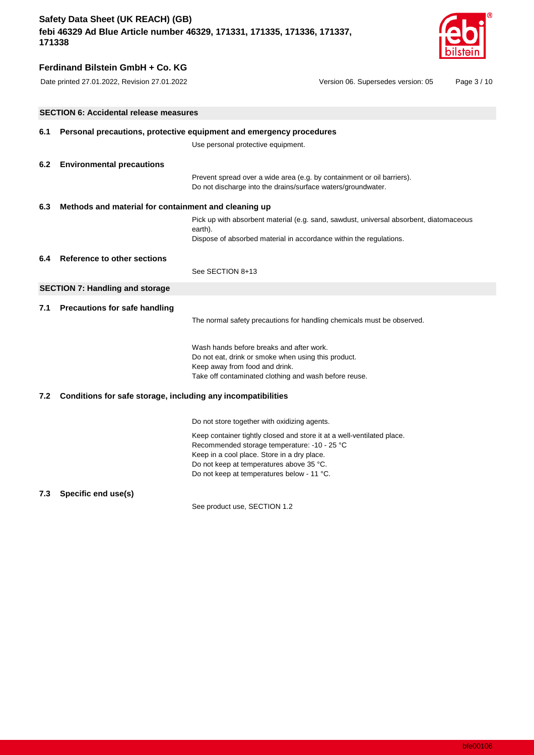## SECTION 6: Accidental release measures

### 6.1 Personal precautions, protective equipment and emergency procedures

Use personal protective equipment.

### 6.2 Environmental precautions

Prevent spread over a wide area (e.g. by containment or oil barriers).
Do not discharge into the drains/surface waters/groundwater.

### 6.3 Methods and material for containment and cleaning up

Pick up with absorbent material (e.g. sand, sawdust, universal absorbent, diatomaceous earth).
Dispose of absorbed material in accordance within the regulations.

### 6.4 Reference to other sections

See SECTION 8+13

## SECTION 7: Handling and storage

### 7.1 Precautions for safe handling

The normal safety precautions for handling chemicals must be observed.

Wash hands before breaks and after work.
Do not eat, drink or smoke when using this product.
Keep away from food and drink.
Take off contaminated clothing and wash before reuse.

### 7.2 Conditions for safe storage, including any incompatibilities

Do not store together with oxidizing agents.

Keep container tightly closed and store it at a well-ventilated place.
Recommended storage temperature: -10 - 25 °C
Keep in a cool place. Store in a dry place.
Do not keep at temperatures above 35 °C.
Do not keep at temperatures below - 11 °C.

### 7.3 Specific end use(s)

See product use, SECTION 1.2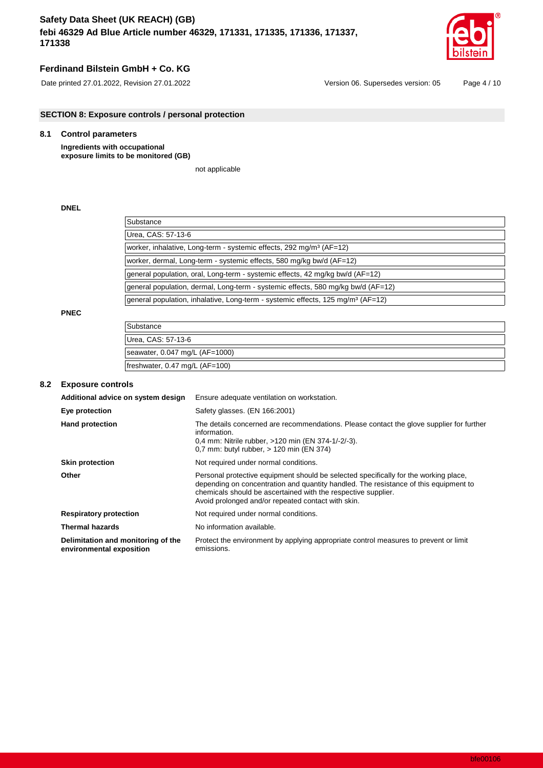## SECTION 8: Exposure controls / personal protection

### 8.1 Control parameters

**Ingredients with occupational exposure limits to be monitored (GB)**

not applicable

**DNEL**

| Substance |
|---|
| Urea, CAS: 57-13-6 |
| worker, inhalative, Long-term - systemic effects, 292 mg/m³ (AF=12) |
| worker, dermal, Long-term - systemic effects, 580 mg/kg bw/d (AF=12) |
| general population, oral, Long-term - systemic effects, 42 mg/kg bw/d (AF=12) |
| general population, dermal, Long-term - systemic effects, 580 mg/kg bw/d (AF=12) |
| general population, inhalative, Long-term - systemic effects, 125 mg/m³ (AF=12) |

**PNEC**

| Substance |
|---|
| Urea, CAS: 57-13-6 |
| seawater, 0.047 mg/L (AF=1000) |
| freshwater, 0.47 mg/L (AF=100) |

### 8.2 Exposure controls

**Additional advice on system design** Ensure adequate ventilation on workstation.

**Eye protection** Safety glasses. (EN 166:2001)

**Hand protection** The details concerned are recommendations. Please contact the glove supplier for further information.
0,4 mm: Nitrile rubber, >120 min (EN 374-1/-2/-3).
0,7 mm: butyl rubber, > 120 min (EN 374)

**Skin protection** Not required under normal conditions.

**Other** Personal protective equipment should be selected specifically for the working place, depending on concentration and quantity handled. The resistance of this equipment to chemicals should be ascertained with the respective supplier.
Avoid prolonged and/or repeated contact with skin.

**Respiratory protection** Not required under normal conditions.

**Thermal hazards** No information available.

**Delimitation and monitoring of the environmental exposition** Protect the environment by applying appropriate control measures to prevent or limit emissions.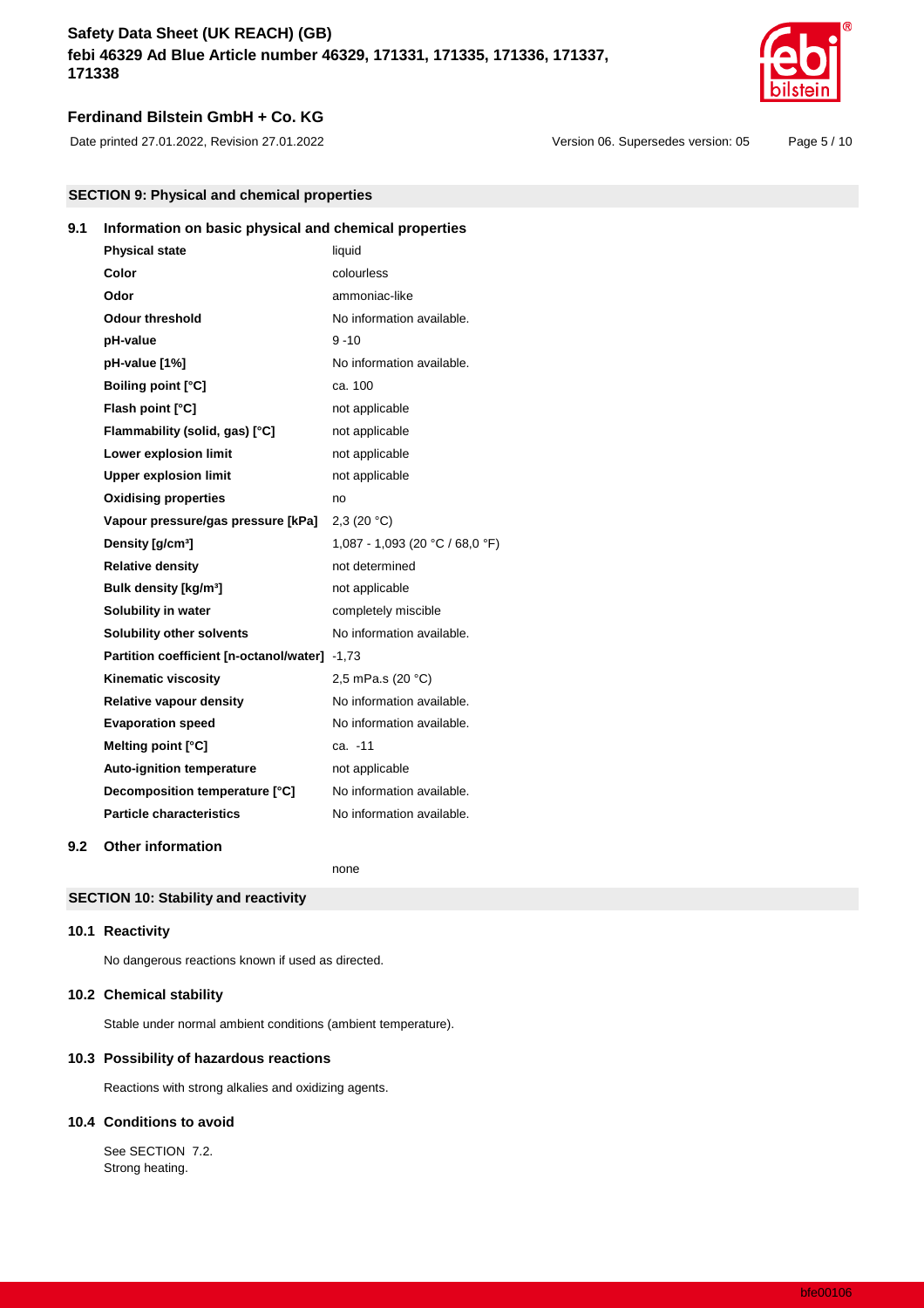## SECTION 9: Physical and chemical properties

### 9.1 Information on basic physical and chemical properties

| Property | Value |
|---|---|
| **Physical state** | liquid |
| **Color** | colourless |
| **Odor** | ammoniac-like |
| **Odour threshold** | No information available. |
| **pH-value** | 9 -10 |
| **pH-value [1%]** | No information available. |
| **Boiling point [°C]** | ca. 100 |
| **Flash point [°C]** | not applicable |
| **Flammability (solid, gas) [°C]** | not applicable |
| **Lower explosion limit** | not applicable |
| **Upper explosion limit** | not applicable |
| **Oxidising properties** | no |
| **Vapour pressure/gas pressure [kPa]** | 2,3 (20 °C) |
| **Density [g/cm³]** | 1,087 - 1,093 (20 °C / 68,0 °F) |
| **Relative density** | not determined |
| **Bulk density [kg/m³]** | not applicable |
| **Solubility in water** | completely miscible |
| **Solubility other solvents** | No information available. |
| **Partition coefficient [n-octanol/water]** | -1,73 |
| **Kinematic viscosity** | 2,5 mPa.s (20 °C) |
| **Relative vapour density** | No information available. |
| **Evaporation speed** | No information available. |
| **Melting point [°C]** | ca. -11 |
| **Auto-ignition temperature** | not applicable |
| **Decomposition temperature [°C]** | No information available. |
| **Particle characteristics** | No information available. |

### 9.2 Other information

none

## SECTION 10: Stability and reactivity

### 10.1 Reactivity

No dangerous reactions known if used as directed.

### 10.2 Chemical stability

Stable under normal ambient conditions (ambient temperature).

### 10.3 Possibility of hazardous reactions

Reactions with strong alkalies and oxidizing agents.

### 10.4 Conditions to avoid

See SECTION 7.2.
Strong heating.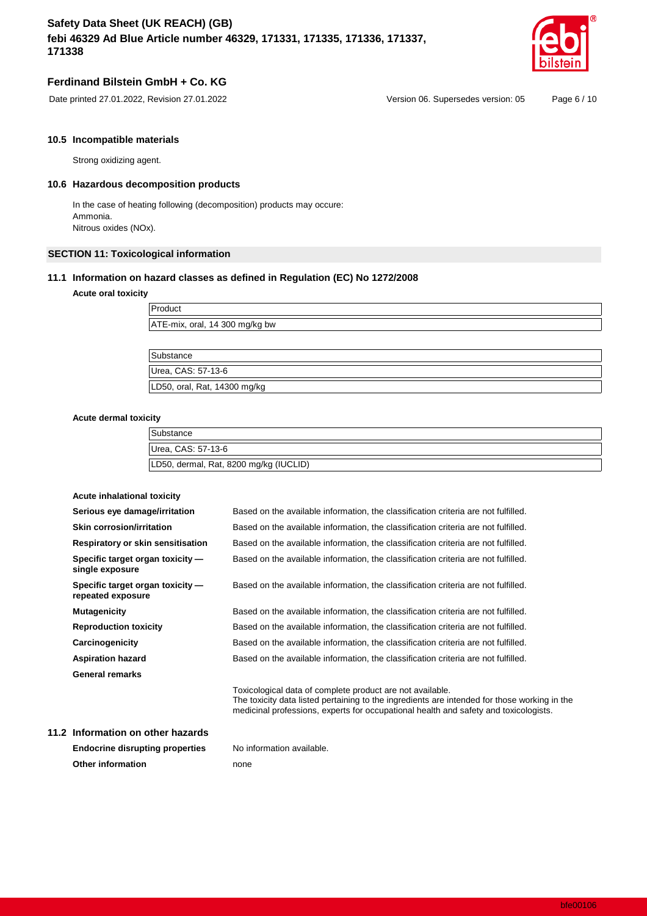### 10.5 Incompatible materials

Strong oxidizing agent.

### 10.6 Hazardous decomposition products

In the case of heating following (decomposition) products may occure:
Ammonia.
Nitrous oxides (NOx).

## SECTION 11: Toxicological information

### 11.1 Information on hazard classes as defined in Regulation (EC) No 1272/2008

**Acute oral toxicity**

| Product |
|---|
| ATE-mix, oral, 14 300 mg/kg bw |

| Substance |
|---|
| Urea, CAS: 57-13-6 |
| LD50, oral, Rat, 14300 mg/kg |

**Acute dermal toxicity**

| Substance |
|---|
| Urea, CAS: 57-13-6 |
| LD50, dermal, Rat, 8200 mg/kg (IUCLID) |

**Acute inhalational toxicity**

**Serious eye damage/irritation** Based on the available information, the classification criteria are not fulfilled.

**Skin corrosion/irritation** Based on the available information, the classification criteria are not fulfilled.

**Respiratory or skin sensitisation** Based on the available information, the classification criteria are not fulfilled.

**Specific target organ toxicity — single exposure** Based on the available information, the classification criteria are not fulfilled.

**Specific target organ toxicity — repeated exposure** Based on the available information, the classification criteria are not fulfilled.

**Mutagenicity** Based on the available information, the classification criteria are not fulfilled.

**Reproduction toxicity** Based on the available information, the classification criteria are not fulfilled.

**Carcinogenicity** Based on the available information, the classification criteria are not fulfilled.

**Aspiration hazard** Based on the available information, the classification criteria are not fulfilled.

**General remarks**

Toxicological data of complete product are not available.
The toxicity data listed pertaining to the ingredients are intended for those working in the medicinal professions, experts for occupational health and safety and toxicologists.

### 11.2 Information on other hazards

**Endocrine disrupting properties** No information available.

**Other information** none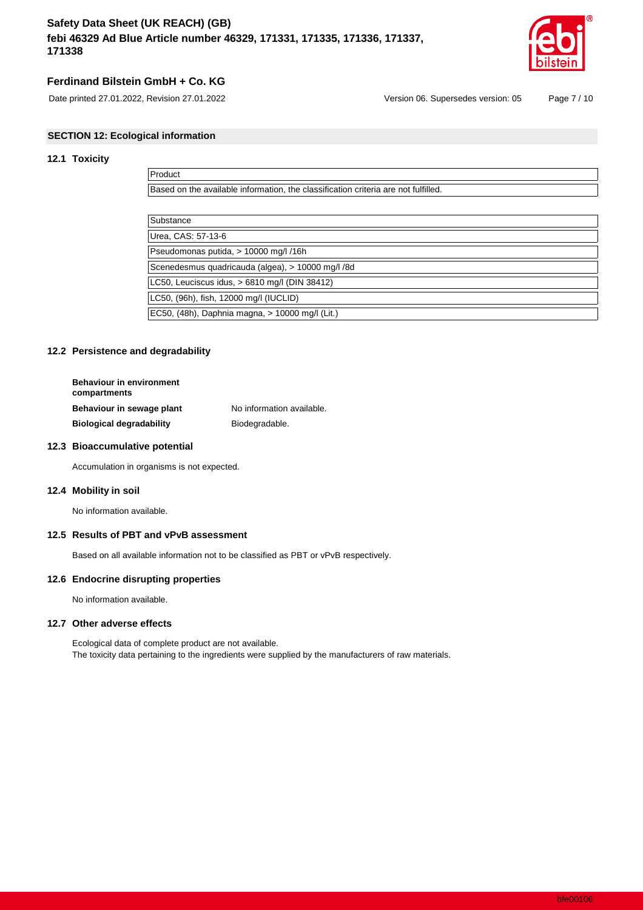## SECTION 12: Ecological information

### 12.1 Toxicity

| Product |
| --- |
| Based on the available information, the classification criteria are not fulfilled. |

| Substance |
| --- |
| Urea, CAS: 57-13-6 |
| Pseudomonas putida, > 10000 mg/l /16h |
| Scenedesmus quadricauda (algea), > 10000 mg/l /8d |
| LC50, Leuciscus idus, > 6810 mg/l (DIN 38412) |
| LC50, (96h), fish, 12000 mg/l (IUCLID) |
| EC50, (48h), Daphnia magna, > 10000 mg/l (Lit.) |

### 12.2 Persistence and degradability

**Behaviour in environment compartments**

**Behaviour in sewage plant** No information available.

**Biological degradability** Biodegradable.

### 12.3 Bioaccumulative potential

Accumulation in organisms is not expected.

### 12.4 Mobility in soil

No information available.

### 12.5 Results of PBT and vPvB assessment

Based on all available information not to be classified as PBT or vPvB respectively.

### 12.6 Endocrine disrupting properties

No information available.

### 12.7 Other adverse effects

Ecological data of complete product are not available.
The toxicity data pertaining to the ingredients were supplied by the manufacturers of raw materials.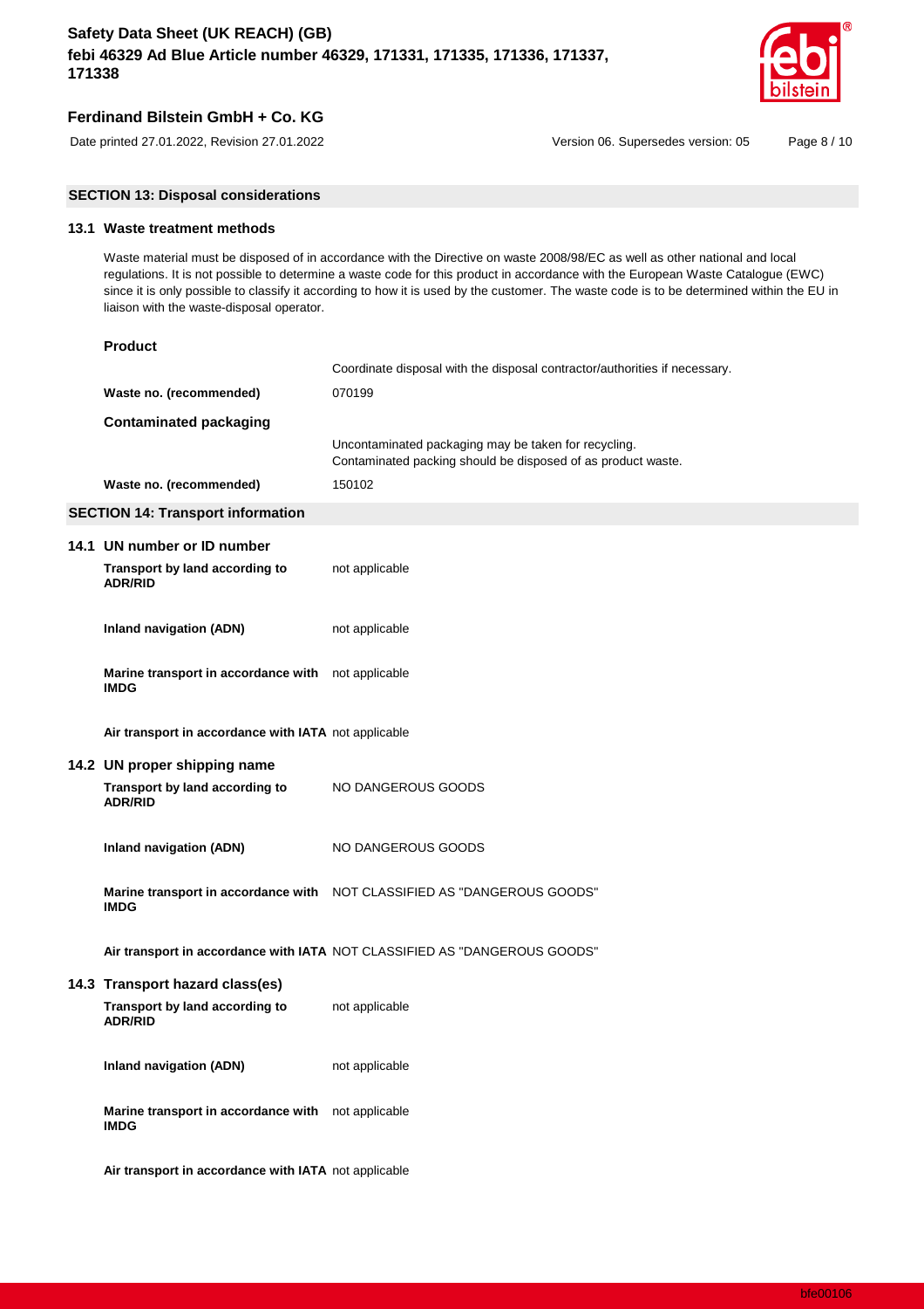## SECTION 13: Disposal considerations

### 13.1 Waste treatment methods

Waste material must be disposed of in accordance with the Directive on waste 2008/98/EC as well as other national and local regulations. It is not possible to determine a waste code for this product in accordance with the European Waste Catalogue (EWC) since it is only possible to classify it according to how it is used by the customer. The waste code is to be determined within the EU in liaison with the waste-disposal operator.

**Product**

Coordinate disposal with the disposal contractor/authorities if necessary.

**Waste no. (recommended)** 070199

**Contaminated packaging**

Uncontaminated packaging may be taken for recycling.
Contaminated packing should be disposed of as product waste.

**Waste no. (recommended)** 150102

## SECTION 14: Transport information

### 14.1 UN number or ID number

| | |
|---|---|
| **Transport by land according to ADR/RID** | not applicable |
| **Inland navigation (ADN)** | not applicable |
| **Marine transport in accordance with IMDG** | not applicable |
| **Air transport in accordance with IATA** | not applicable |

### 14.2 UN proper shipping name

| | |
|---|---|
| **Transport by land according to ADR/RID** | NO DANGEROUS GOODS |
| **Inland navigation (ADN)** | NO DANGEROUS GOODS |
| **Marine transport in accordance with IMDG** | NOT CLASSIFIED AS "DANGEROUS GOODS" |
| **Air transport in accordance with IATA** | NOT CLASSIFIED AS "DANGEROUS GOODS" |

### 14.3 Transport hazard class(es)

| | |
|---|---|
| **Transport by land according to ADR/RID** | not applicable |
| **Inland navigation (ADN)** | not applicable |
| **Marine transport in accordance with IMDG** | not applicable |
| **Air transport in accordance with IATA** | not applicable |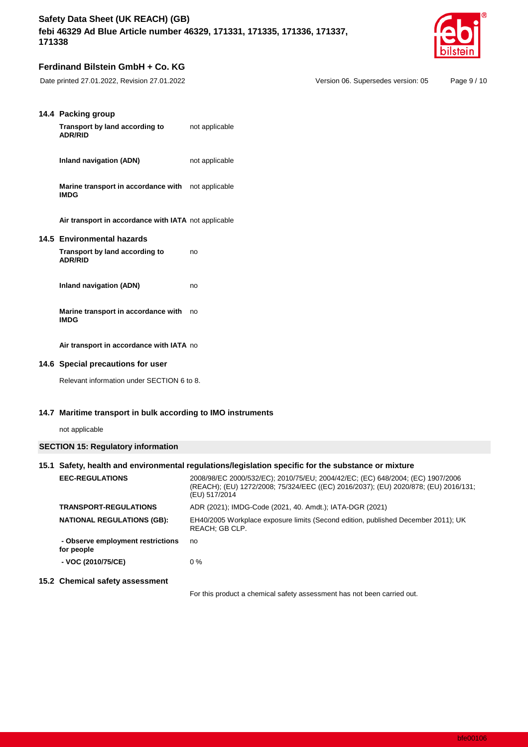### 14.4 Packing group

| | |
|---|---|
| **Transport by land according to ADR/RID** | not applicable |
| **Inland navigation (ADN)** | not applicable |
| **Marine transport in accordance with IMDG** | not applicable |
| **Air transport in accordance with IATA** | not applicable |

### 14.5 Environmental hazards

| | |
|---|---|
| **Transport by land according to ADR/RID** | no |
| **Inland navigation (ADN)** | no |
| **Marine transport in accordance with IMDG** | no |
| **Air transport in accordance with IATA** | no |

### 14.6 Special precautions for user

Relevant information under SECTION 6 to 8.

### 14.7 Maritime transport in bulk according to IMO instruments

not applicable

## SECTION 15: Regulatory information

### 15.1 Safety, health and environmental regulations/legislation specific for the substance or mixture

| | |
|---|---|
| **EEC-REGULATIONS** | 2008/98/EC 2000/532/EC); 2010/75/EU; 2004/42/EC; (EC) 648/2004; (EC) 1907/2006 (REACH); (EU) 1272/2008; 75/324/EEC ((EC) 2016/2037); (EU) 2020/878; (EU) 2016/131; (EU) 517/2014 |
| **TRANSPORT-REGULATIONS** | ADR (2021); IMDG-Code (2021, 40. Amdt.); IATA-DGR (2021) |
| **NATIONAL REGULATIONS (GB):** | EH40/2005 Workplace exposure limits (Second edition, published December 2011); UK REACH; GB CLP. |
| **- Observe employment restrictions for people** | no |
| **- VOC (2010/75/CE)** | 0 % |

### 15.2 Chemical safety assessment

For this product a chemical safety assessment has not been carried out.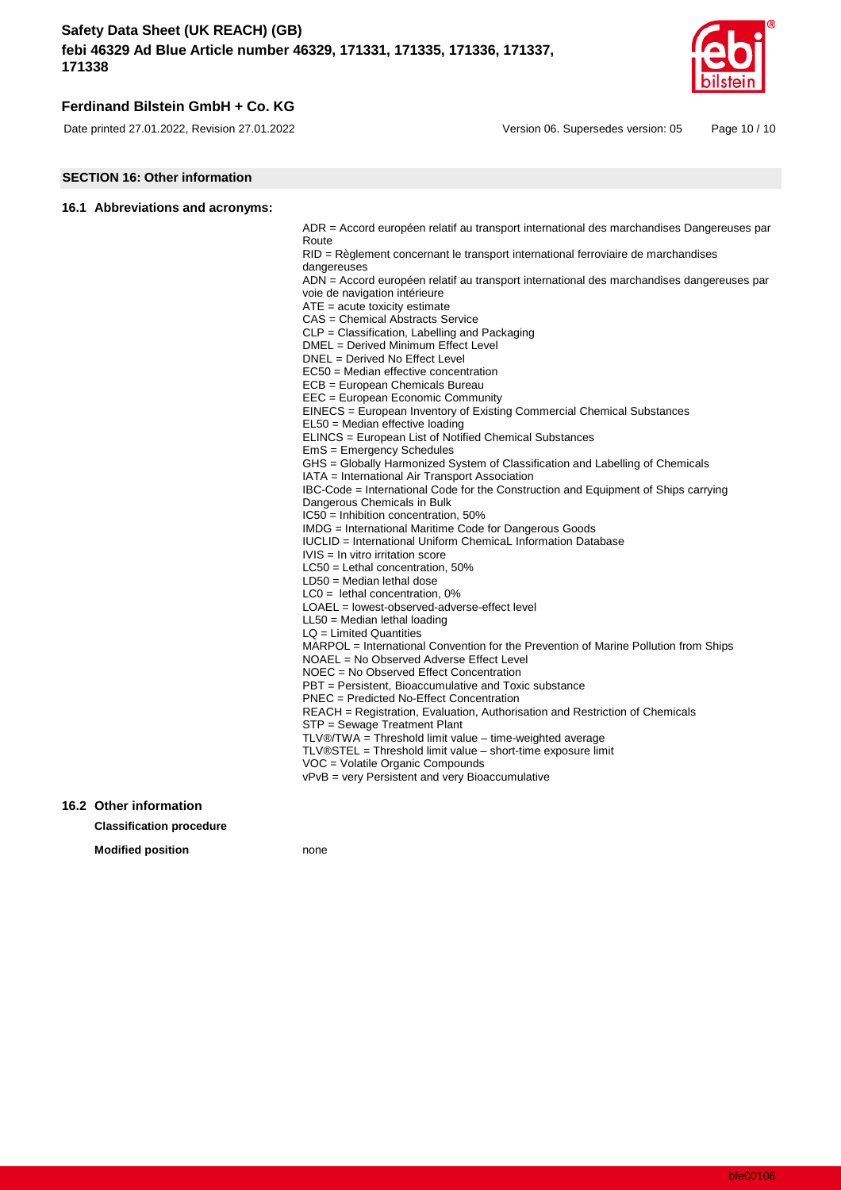## SECTION 16: Other information

### 16.1 Abbreviations and acronyms:

ADR = Accord européen relatif au transport international des marchandises Dangereuses par Route
RID = Règlement concernant le transport international ferroviaire de marchandises dangereuses
ADN = Accord européen relatif au transport international des marchandises dangereuses par voie de navigation intérieure
ATE = acute toxicity estimate
CAS = Chemical Abstracts Service
CLP = Classification, Labelling and Packaging
DMEL = Derived Minimum Effect Level
DNEL = Derived No Effect Level
EC50 = Median effective concentration
ECB = European Chemicals Bureau
EEC = European Economic Community
EINECS = European Inventory of Existing Commercial Chemical Substances
EL50 = Median effective loading
ELINCS = European List of Notified Chemical Substances
EmS = Emergency Schedules
GHS = Globally Harmonized System of Classification and Labelling of Chemicals
IATA = International Air Transport Association
IBC-Code = International Code for the Construction and Equipment of Ships carrying Dangerous Chemicals in Bulk
IC50 = Inhibition concentration, 50%
IMDG = International Maritime Code for Dangerous Goods
IUCLID = International Uniform ChemicaL Information Database
IVIS = In vitro irritation score
LC50 = Lethal concentration, 50%
LD50 = Median lethal dose
LC0 = lethal concentration, 0%
LOAEL = lowest-observed-adverse-effect level
LL50 = Median lethal loading
LQ = Limited Quantities
MARPOL = International Convention for the Prevention of Marine Pollution from Ships
NOAEL = No Observed Adverse Effect Level
NOEC = No Observed Effect Concentration
PBT = Persistent, Bioaccumulative and Toxic substance
PNEC = Predicted No-Effect Concentration
REACH = Registration, Evaluation, Authorisation and Restriction of Chemicals
STP = Sewage Treatment Plant
TLV®/TWA = Threshold limit value – time-weighted average
TLV®STEL = Threshold limit value – short-time exposure limit
VOC = Volatile Organic Compounds
vPvB = very Persistent and very Bioaccumulative

### 16.2 Other information

**Classification procedure**

**Modified position** none